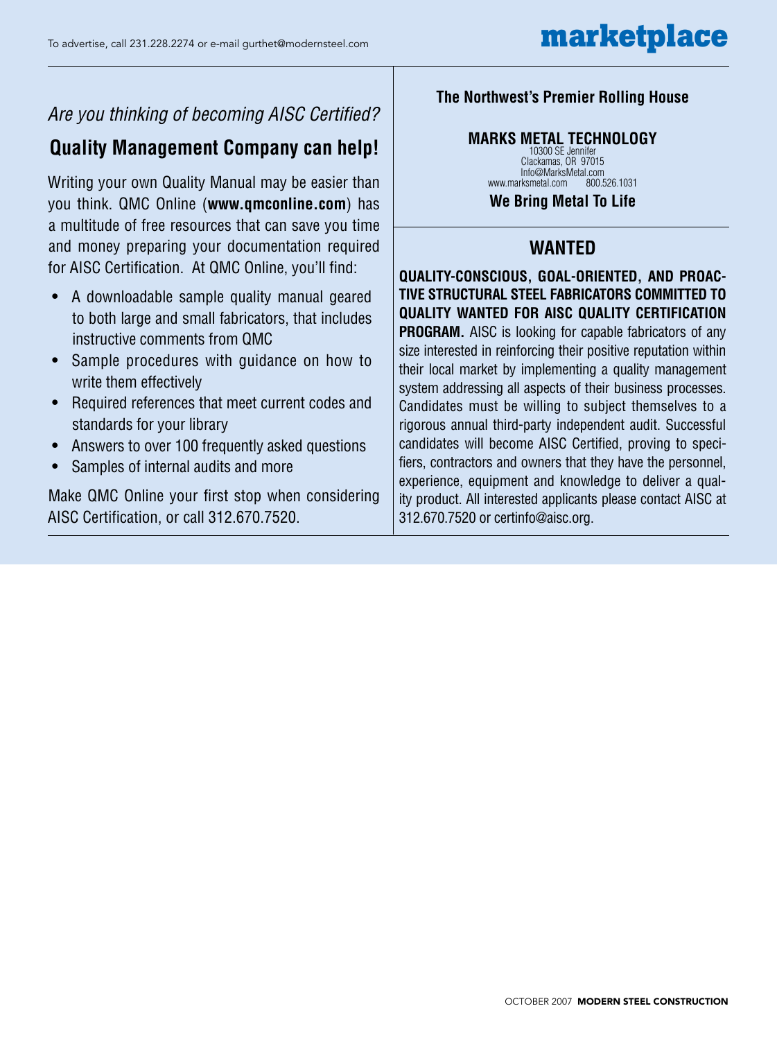# marketplace

To advertise, call 231.228.2274 or e-mail gurthet@modernsteel.com

*Are you thinking of becoming AISC Certified?*

## Quality Management Company can help!

Writing your own Quality Manual may be easier than you think. QMC Online (**www.qmconline.com**) has a multitude of free resources that can save you time and money preparing your documentation required for AISC Certification. At QMC Online, you'll find:

- A downloadable sample quality manual geared to both large and small fabricators, that includes instructive comments from QMC
- Sample procedures with guidance on how to write them effectively
- Required references that meet current codes and standards for your library
- Answers to over 100 frequently asked questions
- Samples of internal audits and more

Make QMC Online your first stop when considering AISC Certification, or call 312.670.7520.

---

**The Northwest's Premier Rolling House**

**MARKS METAL TECHNOLOGY**
10300 SE Jennifer
Clackamas, OR 97015
Info@MarksMetal.com
www.marksmetal.com 800.526.1031

**We Bring Metal To Life**

---

## WANTED

**QUALITY-CONSCIOUS, GOAL-ORIENTED, AND PROACTIVE STRUCTURAL STEEL FABRICATORS COMMITTED TO QUALITY WANTED FOR AISC QUALITY CERTIFICATION PROGRAM.** AISC is looking for capable fabricators of any size interested in reinforcing their positive reputation within their local market by implementing a quality management system addressing all aspects of their business processes. Candidates must be willing to subject themselves to a rigorous annual third-party independent audit. Successful candidates will become AISC Certified, proving to specifiers, contractors and owners that they have the personnel, experience, equipment and knowledge to deliver a quality product. All interested applicants please contact AISC at 312.670.7520 or certinfo@aisc.org.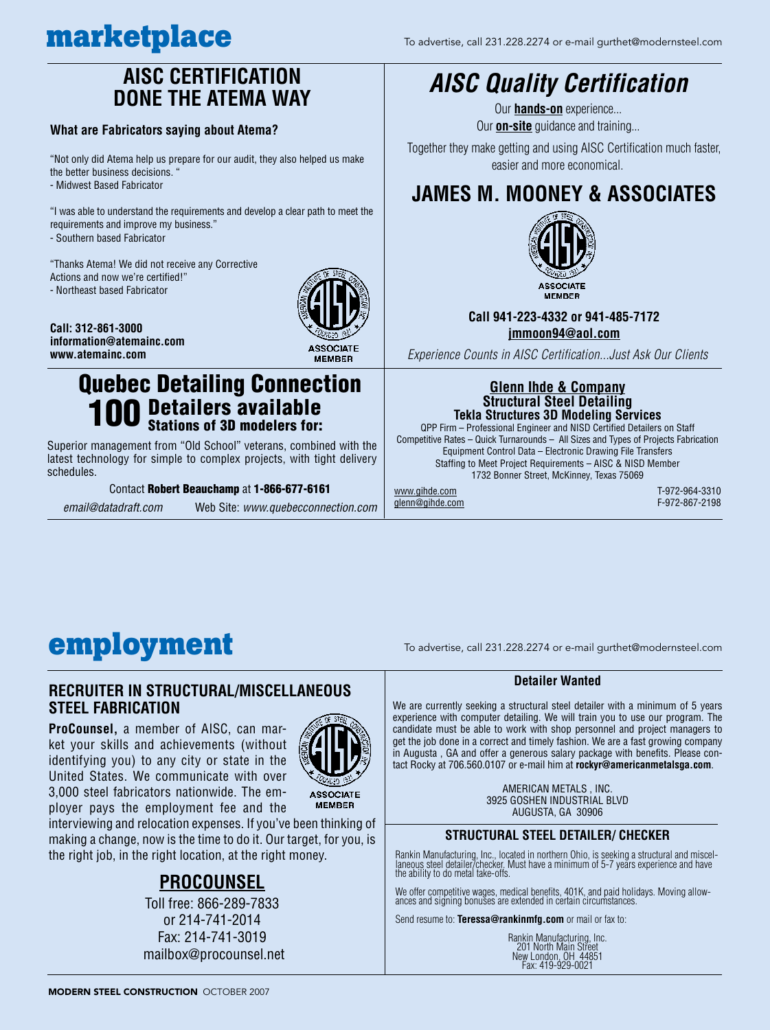# marketplace

To advertise, call 231.228.2274 or e-mail gurthet@modernsteel.com

## AISC CERTIFICATION DONE THE ATEMA WAY

**What are Fabricators saying about Atema?**

"Not only did Atema help us prepare for our audit, they also helped us make the better business decisions. "
- Midwest Based Fabricator

"I was able to understand the requirements and develop a clear path to meet the requirements and improve my business."
- Southern based Fabricator

"Thanks Atema! We did not receive any Corrective Actions and now we're certified!"
- Northeast based Fabricator

**Call: 312-861-3000**
**information@atemainc.com**
**www.atemainc.com**

ASSOCIATE MEMBER

## *AISC Quality Certification*

Our **hands-on** experience...
Our **on-site** guidance and training...

Together they make getting and using AISC Certification much faster, easier and more economical.

## JAMES M. MOONEY & ASSOCIATES

ASSOCIATE MEMBER

**Call 941-223-4332 or 941-485-7172**
**jmmoon94@aol.com**

*Experience Counts in AISC Certification...Just Ask Our Clients*

## Quebec Detailing Connection

### 100 Detailers available
### Stations of 3D modelers for:

Superior management from "Old School" veterans, combined with the latest technology for simple to complex projects, with tight delivery schedules.

Contact **Robert Beauchamp** at **1-866-677-6161**

*email@datadraft.com* Web Site: *www.quebecconnection.com*

## Glenn Ihde & Company
### Structural Steel Detailing
### Tekla Structures 3D Modeling Services

QPP Firm – Professional Engineer and NISD Certified Detailers on Staff
Competitive Rates – Quick Turnarounds – All Sizes and Types of Projects Fabrication
Equipment Control Data – Electronic Drawing File Transfers
Staffing to Meet Project Requirements – AISC & NISD Member
1732 Bonner Street, McKinney, Texas 75069

www.gihde.com T-972-964-3310
glenn@gihde.com F-972-867-2198

# employment

To advertise, call 231.228.2274 or e-mail gurthet@modernsteel.com

## RECRUITER IN STRUCTURAL/MISCELLANEOUS STEEL FABRICATION

**ProCounsel,** a member of AISC, can market your skills and achievements (without identifying you) to any city or state in the United States. We communicate with over 3,000 steel fabricators nationwide. The employer pays the employment fee and the interviewing and relocation expenses. If you've been thinking of making a change, now is the time to do it. Our target, for you, is the right job, in the right location, at the right money.

ASSOCIATE MEMBER

## PROCOUNSEL

Toll free: 866-289-7833
or 214-741-2014
Fax: 214-741-3019
mailbox@procounsel.net

## Detailer Wanted

We are currently seeking a structural steel detailer with a minimum of 5 years experience with computer detailing. We will train you to use our program. The candidate must be able to work with shop personnel and project managers to get the job done in a correct and timely fashion. We are a fast growing company in Augusta , GA and offer a generous salary package with benefits. Please contact Rocky at 706.560.0107 or e-mail him at **rockyr@americanmetalsga.com**.

AMERICAN METALS , INC.
3925 GOSHEN INDUSTRIAL BLVD
AUGUSTA, GA 30906

## STRUCTURAL STEEL DETAILER/ CHECKER

Rankin Manufacturing, Inc., located in northern Ohio, is seeking a structural and miscellaneous steel detailer/checker. Must have a minimum of 5-7 years experience and have the ability to do metal take-offs.

We offer competitive wages, medical benefits, 401K, and paid holidays. Moving allowances and signing bonuses are extended in certain circumstances.

Send resume to: **Teressa@rankinmfg.com** or mail or fax to:

Rankin Manufacturing, Inc.
201 North Main Street
New London, OH 44851
Fax: 419-929-0021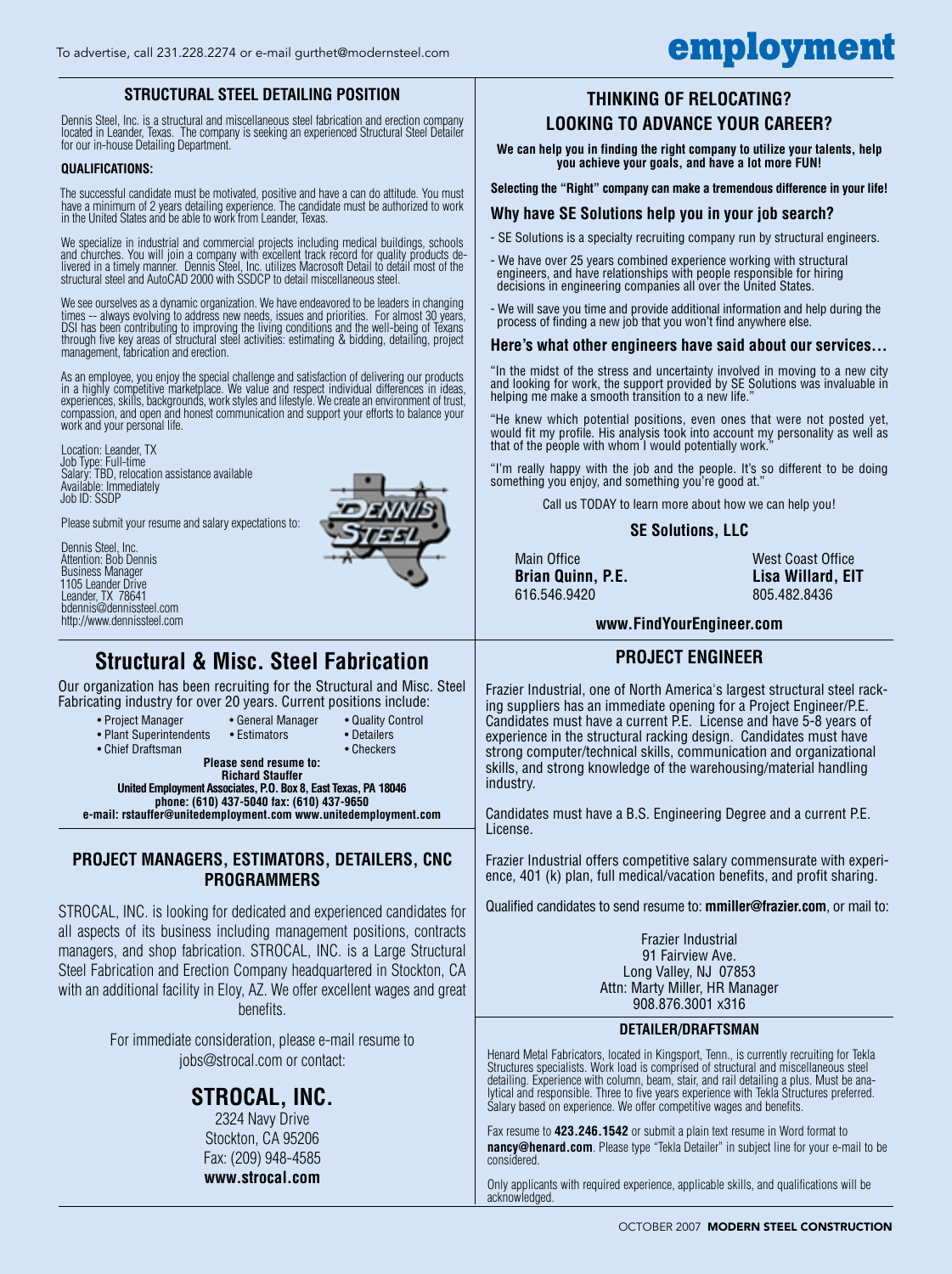# employment

## STRUCTURAL STEEL DETAILING POSITION

Dennis Steel, Inc. is a structural and miscellaneous steel fabrication and erection company located in Leander, Texas. The company is seeking an experienced Structural Steel Detailer for our in-house Detailing Department.

**QUALIFICATIONS:**

The successful candidate must be motivated, positive and have a can do attitude. You must have a minimum of 2 years detailing experience. The candidate must be authorized to work in the United States and be able to work from Leander, Texas.

We specialize in industrial and commercial projects including medical buildings, schools and churches. You will join a company with excellent track record for quality products delivered in a timely manner. Dennis Steel, Inc. utilizes Macrosoft Detail to detail most of the structural steel and AutoCAD 2000 with SSDCP to detail miscellaneous steel.

We see ourselves as a dynamic organization. We have endeavored to be leaders in changing times -- always evolving to address new needs, issues and priorities. For almost 30 years, DSI has been contributing to improving the living conditions and the well-being of Texans through five key areas of structural steel activities: estimating & bidding, detailing, project management, fabrication and erection.

As an employee, you enjoy the special challenge and satisfaction of delivering our products in a highly competitive marketplace. We value and respect individual differences in ideas, experiences, skills, backgrounds, work styles and lifestyle. We create an environment of trust, compassion, and open and honest communication and support your efforts to balance your work and your personal life.

Location: Leander, TX
Job Type: Full-time
Salary: TBD, relocation assistance available
Available: Immediately
Job ID: SSDP

Please submit your resume and salary expectations to:

Dennis Steel, Inc.
Attention: Bob Dennis
Business Manager
1105 Leander Drive
Leander, TX 78641
bdennis@dennissteel.com
http://www.dennissteel.com

## Structural & Misc. Steel Fabrication

Our organization has been recruiting for the Structural and Misc. Steel Fabricating industry for over 20 years. Current positions include:

- Project Manager
- Plant Superintendents
- Chief Draftsman
- General Manager
- Estimators
- Quality Control
- Detailers
- Checkers

**Please send resume to:**
**Richard Stauffer**
**United Employment Associates, P.O. Box 8, East Texas, PA 18046**
**phone: (610) 437-5040 fax: (610) 437-9650**
**e-mail: rstauffer@unitedemployment.com www.unitedemployment.com**

## PROJECT MANAGERS, ESTIMATORS, DETAILERS, CNC PROGRAMMERS

STROCAL, INC. is looking for dedicated and experienced candidates for all aspects of its business including management positions, contracts managers, and shop fabrication. STROCAL, INC. is a Large Structural Steel Fabrication and Erection Company headquartered in Stockton, CA with an additional facility in Eloy, AZ. We offer excellent wages and great benefits.

For immediate consideration, please e-mail resume to jobs@strocal.com or contact:

**STROCAL, INC.**
2324 Navy Drive
Stockton, CA 95206
Fax: (209) 948-4585
**www.strocal.com**

## THINKING OF RELOCATING? LOOKING TO ADVANCE YOUR CAREER?

**We can help you in finding the right company to utilize your talents, help you achieve your goals, and have a lot more FUN!**

**Selecting the "Right" company can make a tremendous difference in your life!**

### Why have SE Solutions help you in your job search?

- SE Solutions is a specialty recruiting company run by structural engineers.
- We have over 25 years combined experience working with structural engineers, and have relationships with people responsible for hiring decisions in engineering companies all over the United States.
- We will save you time and provide additional information and help during the process of finding a new job that you won't find anywhere else.

### Here's what other engineers have said about our services…

"In the midst of the stress and uncertainty involved in moving to a new city and looking for work, the support provided by SE Solutions was invaluable in helping me make a smooth transition to a new life."

"He knew which potential positions, even ones that were not posted yet, would fit my profile. His analysis took into account my personality as well as that of the people with whom I would potentially work."

"I'm really happy with the job and the people. It's so different to be doing something you enjoy, and something you're good at."

Call us TODAY to learn more about how we can help you!

**SE Solutions, LLC**

Main Office
**Brian Quinn, P.E.**
616.546.9420

West Coast Office
**Lisa Willard, EIT**
805.482.8436

**www.FindYourEngineer.com**

## PROJECT ENGINEER

Frazier Industrial, one of North America's largest structural steel racking suppliers has an immediate opening for a Project Engineer/P.E. Candidates must have a current P.E. License and have 5-8 years of experience in the structural racking design. Candidates must have strong computer/technical skills, communication and organizational skills, and strong knowledge of the warehousing/material handling industry.

Candidates must have a B.S. Engineering Degree and a current P.E. License.

Frazier Industrial offers competitive salary commensurate with experience, 401 (k) plan, full medical/vacation benefits, and profit sharing.

Qualified candidates to send resume to: **mmiller@frazier.com**, or mail to:

Frazier Industrial
91 Fairview Ave.
Long Valley, NJ 07853
Attn: Marty Miller, HR Manager
908.876.3001 x316

## DETAILER/DRAFTSMAN

Henard Metal Fabricators, located in Kingsport, Tenn., is currently recruiting for Tekla Structures specialists. Work load is comprised of structural and miscellaneous steel detailing. Experience with column, beam, stair, and rail detailing a plus. Must be analytical and responsible. Three to five years experience with Tekla Structures preferred. Salary based on experience. We offer competitive wages and benefits.

Fax resume to **423.246.1542** or submit a plain text resume in Word format to **nancy@henard.com**. Please type "Tekla Detailer" in subject line for your e-mail to be considered.

Only applicants with required experience, applicable skills, and qualifications will be acknowledged.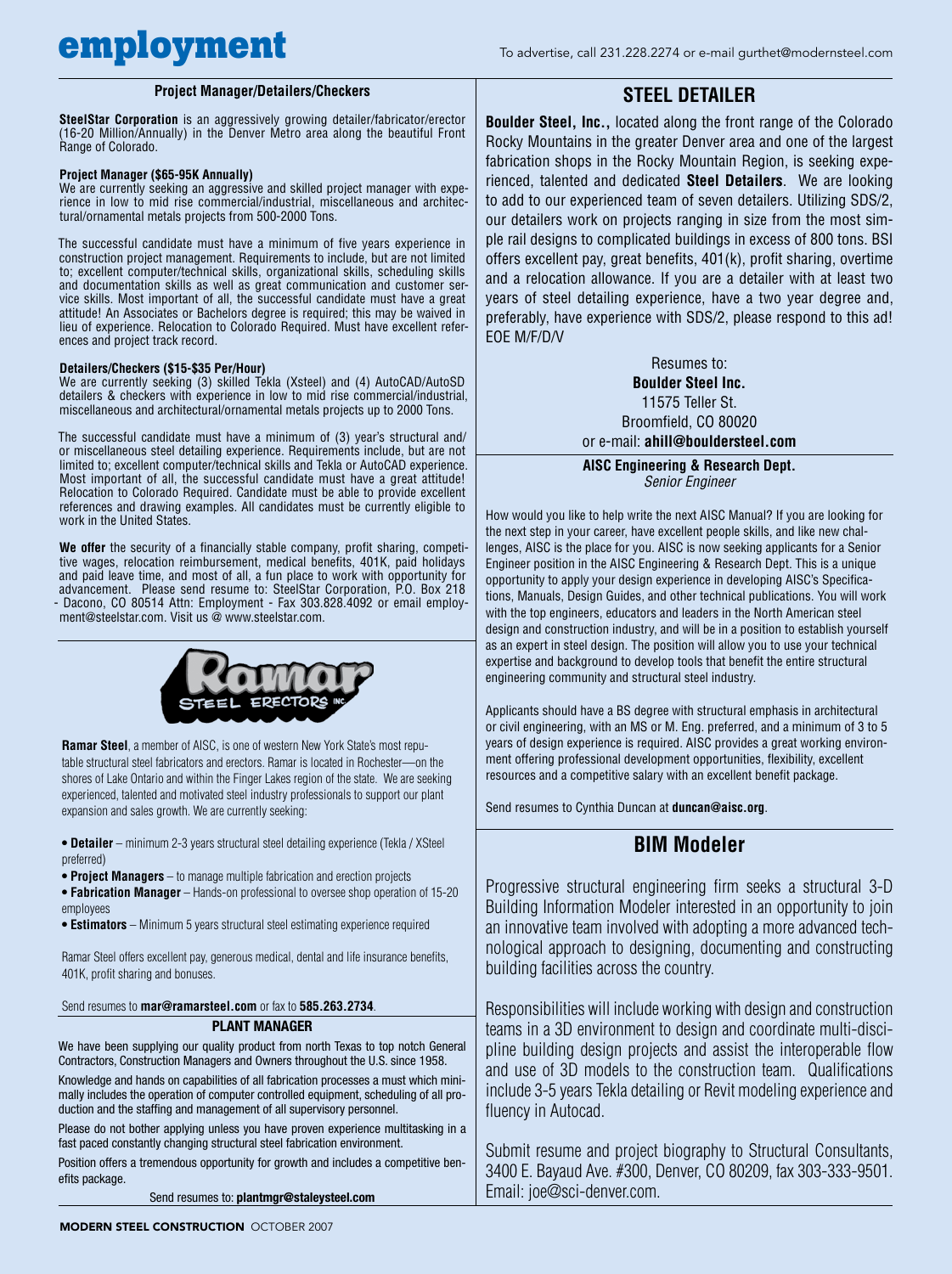# employment

To advertise, call 231.228.2274 or e-mail gurthet@modernsteel.com

### Project Manager/Detailers/Checkers

**SteelStar Corporation** is an aggressively growing detailer/fabricator/erector (16-20 Million/Annually) in the Denver Metro area along the beautiful Front Range of Colorado.

**Project Manager ($65-95K Annually)**
We are currently seeking an aggressive and skilled project manager with experience in low to mid rise commercial/industrial, miscellaneous and architectural/ornamental metals projects from 500-2000 Tons.

The successful candidate must have a minimum of five years experience in construction project management. Requirements to include, but are not limited to; excellent computer/technical skills, organizational skills, scheduling skills and documentation skills as well as great communication and customer service skills. Most important of all, the successful candidate must have a great attitude! An Associates or Bachelors degree is required; this may be waived in lieu of experience. Relocation to Colorado Required. Must have excellent references and project track record.

**Detailers/Checkers ($15-$35 Per/Hour)**
We are currently seeking (3) skilled Tekla (Xsteel) and (4) AutoCAD/AutoSD detailers & checkers with experience in low to mid rise commercial/industrial, miscellaneous and architectural/ornamental metals projects up to 2000 Tons.

The successful candidate must have a minimum of (3) year's structural and/or miscellaneous steel detailing experience. Requirements include, but are not limited to; excellent computer/technical skills and Tekla or AutoCAD experience. Most important of all, the successful candidate must have a great attitude! Relocation to Colorado Required. Candidate must be able to provide excellent references and drawing examples. All candidates must be currently eligible to work in the United States.

**We offer** the security of a financially stable company, profit sharing, competitive wages, relocation reimbursement, medical benefits, 401K, paid holidays and paid leave time, and most of all, a fun place to work with opportunity for advancement. Please send resume to: SteelStar Corporation, P.O. Box 218 - Dacono, CO 80514 Attn: Employment - Fax 303.828.4092 or email employment@steelstar.com. Visit us @ www.steelstar.com.

Ramar STEEL ERECTORS INC.

**Ramar Steel**, a member of AISC, is one of western New York State's most reputable structural steel fabricators and erectors. Ramar is located in Rochester—on the shores of Lake Ontario and within the Finger Lakes region of the state. We are seeking experienced, talented and motivated steel industry professionals to support our plant expansion and sales growth. We are currently seeking:

- **Detailer** – minimum 2-3 years structural steel detailing experience (Tekla / XSteel preferred)
- **Project Managers** – to manage multiple fabrication and erection projects
- **Fabrication Manager** – Hands-on professional to oversee shop operation of 15-20 employees
- **Estimators** – Minimum 5 years structural steel estimating experience required

Ramar Steel offers excellent pay, generous medical, dental and life insurance benefits, 401K, profit sharing and bonuses.

Send resumes to **mar@ramarsteel.com** or fax to **585.263.2734**.

### PLANT MANAGER

We have been supplying our quality product from north Texas to top notch General Contractors, Construction Managers and Owners throughout the U.S. since 1958.

Knowledge and hands on capabilities of all fabrication processes a must which minimally includes the operation of computer controlled equipment, scheduling of all production and the staffing and management of all supervisory personnel.

Please do not bother applying unless you have proven experience multitasking in a fast paced constantly changing structural steel fabrication environment.

Position offers a tremendous opportunity for growth and includes a competitive benefits package.

Send resumes to: **plantmgr@staleysteel.com**

## STEEL DETAILER

**Boulder Steel, Inc.,** located along the front range of the Colorado Rocky Mountains in the greater Denver area and one of the largest fabrication shops in the Rocky Mountain Region, is seeking experienced, talented and dedicated **Steel Detailers**. We are looking to add to our experienced team of seven detailers. Utilizing SDS/2, our detailers work on projects ranging in size from the most simple rail designs to complicated buildings in excess of 800 tons. BSI offers excellent pay, great benefits, 401(k), profit sharing, overtime and a relocation allowance. If you are a detailer with at least two years of steel detailing experience, have a two year degree and, preferably, have experience with SDS/2, please respond to this ad! EOE M/F/D/V

Resumes to:
**Boulder Steel Inc.**
11575 Teller St.
Broomfield, CO 80020
or e-mail: **ahill@bouldersteel.com**

### AISC Engineering & Research Dept.
*Senior Engineer*

How would you like to help write the next AISC Manual? If you are looking for the next step in your career, have excellent people skills, and like new challenges, AISC is the place for you. AISC is now seeking applicants for a Senior Engineer position in the AISC Engineering & Research Dept. This is a unique opportunity to apply your design experience in developing AISC's Specifications, Manuals, Design Guides, and other technical publications. You will work with the top engineers, educators and leaders in the North American steel design and construction industry, and will be in a position to establish yourself as an expert in steel design. The position will allow you to use your technical expertise and background to develop tools that benefit the entire structural engineering community and structural steel industry.

Applicants should have a BS degree with structural emphasis in architectural or civil engineering, with an MS or M. Eng. preferred, and a minimum of 3 to 5 years of design experience is required. AISC provides a great working environment offering professional development opportunities, flexibility, excellent resources and a competitive salary with an excellent benefit package.

Send resumes to Cynthia Duncan at **duncan@aisc.org**.

## BIM Modeler

Progressive structural engineering firm seeks a structural 3-D Building Information Modeler interested in an opportunity to join an innovative team involved with adopting a more advanced technological approach to designing, documenting and constructing building facilities across the country.

Responsibilities will include working with design and construction teams in a 3D environment to design and coordinate multi-discipline building design projects and assist the interoperable flow and use of 3D models to the construction team. Qualifications include 3-5 years Tekla detailing or Revit modeling experience and fluency in Autocad.

Submit resume and project biography to Structural Consultants, 3400 E. Bayaud Ave. #300, Denver, CO 80209, fax 303-333-9501. Email: joe@sci-denver.com.